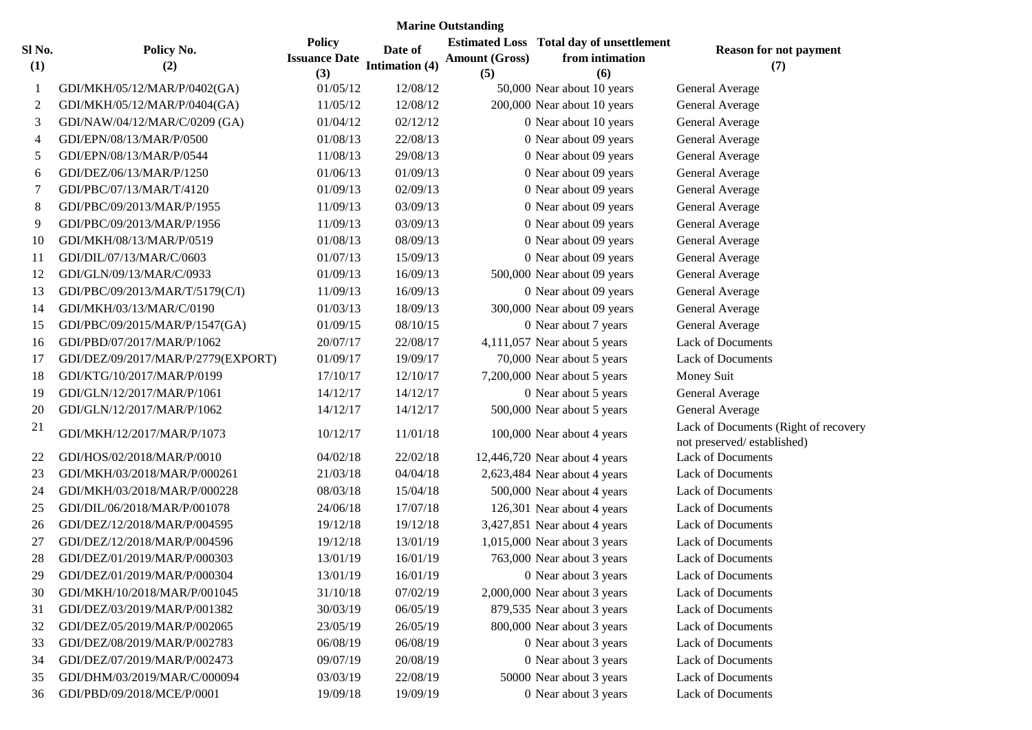**Marine Outstanding**

| Sl No. (1) | Policy No. (2) | Policy Issuance Date (3) | Date of Intimation (4) | Estimated Loss Amount (Gross) (5) | Total day of unsettlement from intimation (6) | Reason for not payment (7) |
|---|---|---|---|---|---|---|
| 1 | GDI/MKH/05/12/MAR/P/0402(GA) | 01/05/12 | 12/08/12 | 50,000 | Near about 10 years | General Average |
| 2 | GDI/MKH/05/12/MAR/P/0404(GA) | 11/05/12 | 12/08/12 | 200,000 | Near about 10 years | General Average |
| 3 | GDI/NAW/04/12/MAR/C/0209 (GA) | 01/04/12 | 02/12/12 | 0 | Near about 10 years | General Average |
| 4 | GDI/EPN/08/13/MAR/P/0500 | 01/08/13 | 22/08/13 | 0 | Near about 09 years | General Average |
| 5 | GDI/EPN/08/13/MAR/P/0544 | 11/08/13 | 29/08/13 | 0 | Near about 09 years | General Average |
| 6 | GDI/DEZ/06/13/MAR/P/1250 | 01/06/13 | 01/09/13 | 0 | Near about 09 years | General Average |
| 7 | GDI/PBC/07/13/MAR/T/4120 | 01/09/13 | 02/09/13 | 0 | Near about 09 years | General Average |
| 8 | GDI/PBC/09/2013/MAR/P/1955 | 11/09/13 | 03/09/13 | 0 | Near about 09 years | General Average |
| 9 | GDI/PBC/09/2013/MAR/P/1956 | 11/09/13 | 03/09/13 | 0 | Near about 09 years | General Average |
| 10 | GDI/MKH/08/13/MAR/P/0519 | 01/08/13 | 08/09/13 | 0 | Near about 09 years | General Average |
| 11 | GDI/DIL/07/13/MAR/C/0603 | 01/07/13 | 15/09/13 | 0 | Near about 09 years | General Average |
| 12 | GDI/GLN/09/13/MAR/C/0933 | 01/09/13 | 16/09/13 | 500,000 | Near about 09 years | General Average |
| 13 | GDI/PBC/09/2013/MAR/T/5179(C/I) | 11/09/13 | 16/09/13 | 0 | Near about 09 years | General Average |
| 14 | GDI/MKH/03/13/MAR/C/0190 | 01/03/13 | 18/09/13 | 300,000 | Near about 09 years | General Average |
| 15 | GDI/PBC/09/2015/MAR/P/1547(GA) | 01/09/15 | 08/10/15 | 0 | Near about 7 years | General Average |
| 16 | GDI/PBD/07/2017/MAR/P/1062 | 20/07/17 | 22/08/17 | 4,111,057 | Near about 5 years | Lack of Documents |
| 17 | GDI/DEZ/09/2017/MAR/P/2779(EXPORT) | 01/09/17 | 19/09/17 | 70,000 | Near about 5 years | Lack of Documents |
| 18 | GDI/KTG/10/2017/MAR/P/0199 | 17/10/17 | 12/10/17 | 7,200,000 | Near about 5 years | Money Suit |
| 19 | GDI/GLN/12/2017/MAR/P/1061 | 14/12/17 | 14/12/17 | 0 | Near about 5 years | General Average |
| 20 | GDI/GLN/12/2017/MAR/P/1062 | 14/12/17 | 14/12/17 | 500,000 | Near about 5 years | General Average |
| 21 | GDI/MKH/12/2017/MAR/P/1073 | 10/12/17 | 11/01/18 | 100,000 | Near about 4 years | Lack of Documents (Right of recovery not preserved/ established) |
| 22 | GDI/HOS/02/2018/MAR/P/0010 | 04/02/18 | 22/02/18 | 12,446,720 | Near about 4 years | Lack of Documents |
| 23 | GDI/MKH/03/2018/MAR/P/000261 | 21/03/18 | 04/04/18 | 2,623,484 | Near about 4 years | Lack of Documents |
| 24 | GDI/MKH/03/2018/MAR/P/000228 | 08/03/18 | 15/04/18 | 500,000 | Near about 4 years | Lack of Documents |
| 25 | GDI/DIL/06/2018/MAR/P/001078 | 24/06/18 | 17/07/18 | 126,301 | Near about 4 years | Lack of Documents |
| 26 | GDI/DEZ/12/2018/MAR/P/004595 | 19/12/18 | 19/12/18 | 3,427,851 | Near about 4 years | Lack of Documents |
| 27 | GDI/DEZ/12/2018/MAR/P/004596 | 19/12/18 | 13/01/19 | 1,015,000 | Near about 3 years | Lack of Documents |
| 28 | GDI/DEZ/01/2019/MAR/P/000303 | 13/01/19 | 16/01/19 | 763,000 | Near about 3 years | Lack of Documents |
| 29 | GDI/DEZ/01/2019/MAR/P/000304 | 13/01/19 | 16/01/19 | 0 | Near about 3 years | Lack of Documents |
| 30 | GDI/MKH/10/2018/MAR/P/001045 | 31/10/18 | 07/02/19 | 2,000,000 | Near about 3 years | Lack of Documents |
| 31 | GDI/DEZ/03/2019/MAR/P/001382 | 30/03/19 | 06/05/19 | 879,535 | Near about 3 years | Lack of Documents |
| 32 | GDI/DEZ/05/2019/MAR/P/002065 | 23/05/19 | 26/05/19 | 800,000 | Near about 3 years | Lack of Documents |
| 33 | GDI/DEZ/08/2019/MAR/P/002783 | 06/08/19 | 06/08/19 | 0 | Near about 3 years | Lack of Documents |
| 34 | GDI/DEZ/07/2019/MAR/P/002473 | 09/07/19 | 20/08/19 | 0 | Near about 3 years | Lack of Documents |
| 35 | GDI/DHM/03/2019/MAR/C/000094 | 03/03/19 | 22/08/19 | 50000 | Near about 3 years | Lack of Documents |
| 36 | GDI/PBD/09/2018/MCE/P/0001 | 19/09/18 | 19/09/19 | 0 | Near about 3 years | Lack of Documents |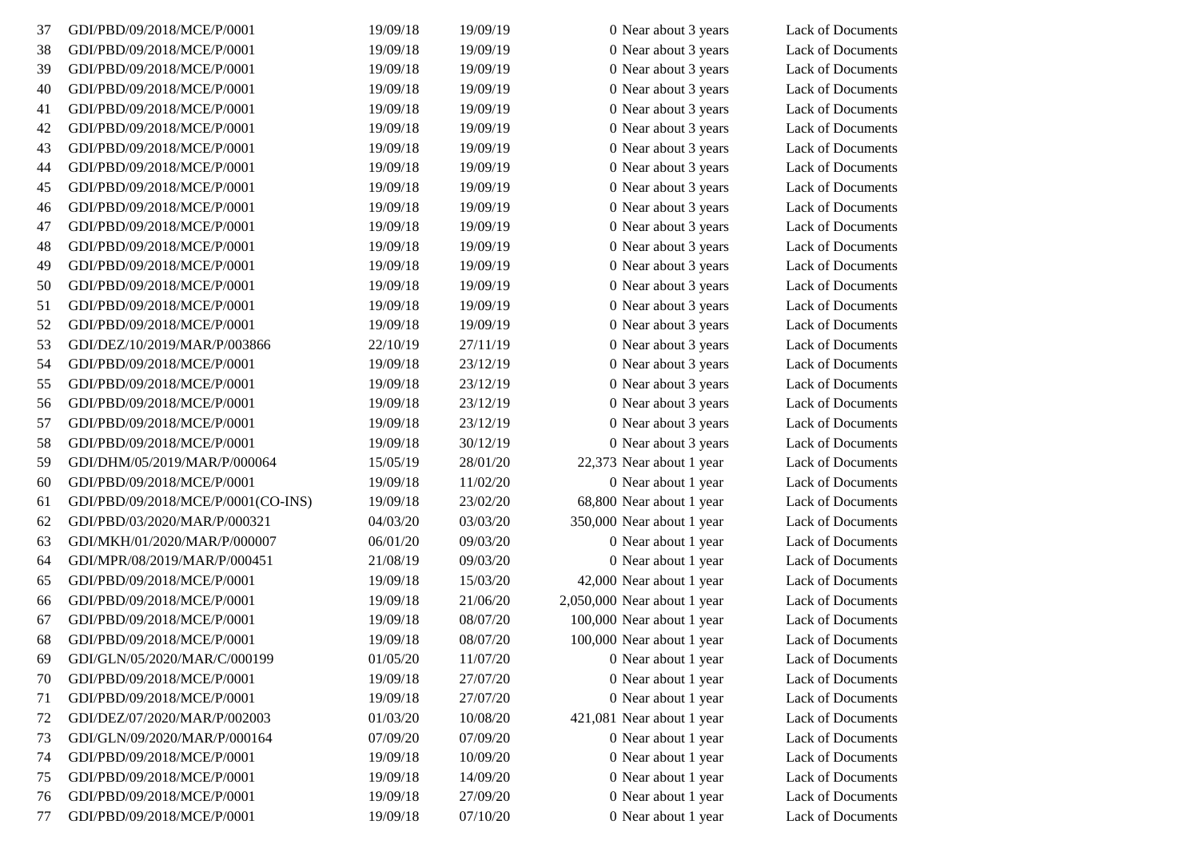| | | | | | | |
|---|---|---|---|---|---|---|
| 37 | GDI/PBD/09/2018/MCE/P/0001 | 19/09/18 | 19/09/19 | 0 | Near about 3 years | Lack of Documents |
| 38 | GDI/PBD/09/2018/MCE/P/0001 | 19/09/18 | 19/09/19 | 0 | Near about 3 years | Lack of Documents |
| 39 | GDI/PBD/09/2018/MCE/P/0001 | 19/09/18 | 19/09/19 | 0 | Near about 3 years | Lack of Documents |
| 40 | GDI/PBD/09/2018/MCE/P/0001 | 19/09/18 | 19/09/19 | 0 | Near about 3 years | Lack of Documents |
| 41 | GDI/PBD/09/2018/MCE/P/0001 | 19/09/18 | 19/09/19 | 0 | Near about 3 years | Lack of Documents |
| 42 | GDI/PBD/09/2018/MCE/P/0001 | 19/09/18 | 19/09/19 | 0 | Near about 3 years | Lack of Documents |
| 43 | GDI/PBD/09/2018/MCE/P/0001 | 19/09/18 | 19/09/19 | 0 | Near about 3 years | Lack of Documents |
| 44 | GDI/PBD/09/2018/MCE/P/0001 | 19/09/18 | 19/09/19 | 0 | Near about 3 years | Lack of Documents |
| 45 | GDI/PBD/09/2018/MCE/P/0001 | 19/09/18 | 19/09/19 | 0 | Near about 3 years | Lack of Documents |
| 46 | GDI/PBD/09/2018/MCE/P/0001 | 19/09/18 | 19/09/19 | 0 | Near about 3 years | Lack of Documents |
| 47 | GDI/PBD/09/2018/MCE/P/0001 | 19/09/18 | 19/09/19 | 0 | Near about 3 years | Lack of Documents |
| 48 | GDI/PBD/09/2018/MCE/P/0001 | 19/09/18 | 19/09/19 | 0 | Near about 3 years | Lack of Documents |
| 49 | GDI/PBD/09/2018/MCE/P/0001 | 19/09/18 | 19/09/19 | 0 | Near about 3 years | Lack of Documents |
| 50 | GDI/PBD/09/2018/MCE/P/0001 | 19/09/18 | 19/09/19 | 0 | Near about 3 years | Lack of Documents |
| 51 | GDI/PBD/09/2018/MCE/P/0001 | 19/09/18 | 19/09/19 | 0 | Near about 3 years | Lack of Documents |
| 52 | GDI/PBD/09/2018/MCE/P/0001 | 19/09/18 | 19/09/19 | 0 | Near about 3 years | Lack of Documents |
| 53 | GDI/DEZ/10/2019/MAR/P/003866 | 22/10/19 | 27/11/19 | 0 | Near about 3 years | Lack of Documents |
| 54 | GDI/PBD/09/2018/MCE/P/0001 | 19/09/18 | 23/12/19 | 0 | Near about 3 years | Lack of Documents |
| 55 | GDI/PBD/09/2018/MCE/P/0001 | 19/09/18 | 23/12/19 | 0 | Near about 3 years | Lack of Documents |
| 56 | GDI/PBD/09/2018/MCE/P/0001 | 19/09/18 | 23/12/19 | 0 | Near about 3 years | Lack of Documents |
| 57 | GDI/PBD/09/2018/MCE/P/0001 | 19/09/18 | 23/12/19 | 0 | Near about 3 years | Lack of Documents |
| 58 | GDI/PBD/09/2018/MCE/P/0001 | 19/09/18 | 30/12/19 | 0 | Near about 3 years | Lack of Documents |
| 59 | GDI/DHM/05/2019/MAR/P/000064 | 15/05/19 | 28/01/20 | 22,373 | Near about 1 year | Lack of Documents |
| 60 | GDI/PBD/09/2018/MCE/P/0001 | 19/09/18 | 11/02/20 | 0 | Near about 1 year | Lack of Documents |
| 61 | GDI/PBD/09/2018/MCE/P/0001(CO-INS) | 19/09/18 | 23/02/20 | 68,800 | Near about 1 year | Lack of Documents |
| 62 | GDI/PBD/03/2020/MAR/P/000321 | 04/03/20 | 03/03/20 | 350,000 | Near about 1 year | Lack of Documents |
| 63 | GDI/MKH/01/2020/MAR/P/000007 | 06/01/20 | 09/03/20 | 0 | Near about 1 year | Lack of Documents |
| 64 | GDI/MPR/08/2019/MAR/P/000451 | 21/08/19 | 09/03/20 | 0 | Near about 1 year | Lack of Documents |
| 65 | GDI/PBD/09/2018/MCE/P/0001 | 19/09/18 | 15/03/20 | 42,000 | Near about 1 year | Lack of Documents |
| 66 | GDI/PBD/09/2018/MCE/P/0001 | 19/09/18 | 21/06/20 | 2,050,000 | Near about 1 year | Lack of Documents |
| 67 | GDI/PBD/09/2018/MCE/P/0001 | 19/09/18 | 08/07/20 | 100,000 | Near about 1 year | Lack of Documents |
| 68 | GDI/PBD/09/2018/MCE/P/0001 | 19/09/18 | 08/07/20 | 100,000 | Near about 1 year | Lack of Documents |
| 69 | GDI/GLN/05/2020/MAR/C/000199 | 01/05/20 | 11/07/20 | 0 | Near about 1 year | Lack of Documents |
| 70 | GDI/PBD/09/2018/MCE/P/0001 | 19/09/18 | 27/07/20 | 0 | Near about 1 year | Lack of Documents |
| 71 | GDI/PBD/09/2018/MCE/P/0001 | 19/09/18 | 27/07/20 | 0 | Near about 1 year | Lack of Documents |
| 72 | GDI/DEZ/07/2020/MAR/P/002003 | 01/03/20 | 10/08/20 | 421,081 | Near about 1 year | Lack of Documents |
| 73 | GDI/GLN/09/2020/MAR/P/000164 | 07/09/20 | 07/09/20 | 0 | Near about 1 year | Lack of Documents |
| 74 | GDI/PBD/09/2018/MCE/P/0001 | 19/09/18 | 10/09/20 | 0 | Near about 1 year | Lack of Documents |
| 75 | GDI/PBD/09/2018/MCE/P/0001 | 19/09/18 | 14/09/20 | 0 | Near about 1 year | Lack of Documents |
| 76 | GDI/PBD/09/2018/MCE/P/0001 | 19/09/18 | 27/09/20 | 0 | Near about 1 year | Lack of Documents |
| 77 | GDI/PBD/09/2018/MCE/P/0001 | 19/09/18 | 07/10/20 | 0 | Near about 1 year | Lack of Documents |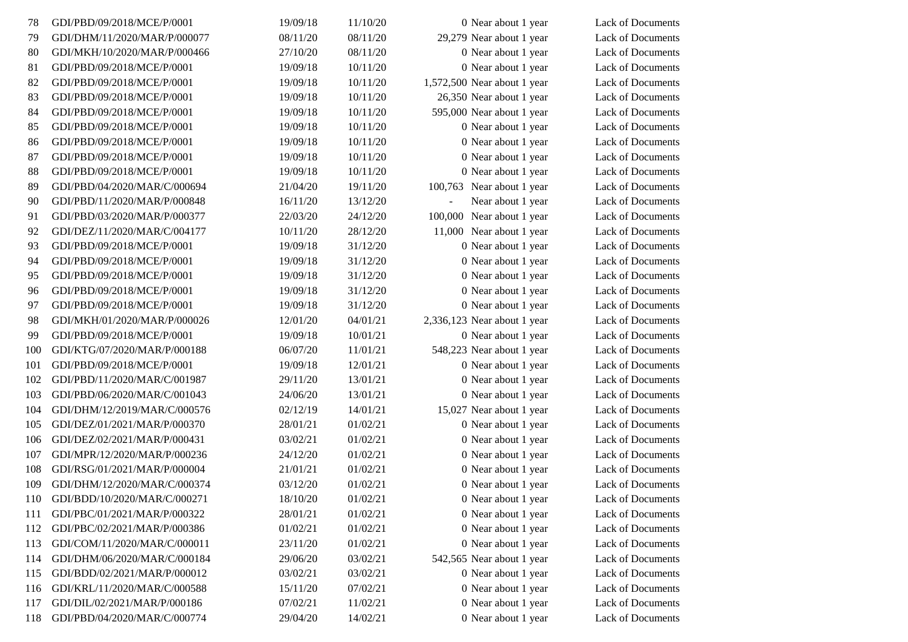| | | | | | | |
|---|---|---|---|---|---|---|
| 78 | GDI/PBD/09/2018/MCE/P/0001 | 19/09/18 | 11/10/20 | 0 | Near about 1 year | Lack of Documents |
| 79 | GDI/DHM/11/2020/MAR/P/000077 | 08/11/20 | 08/11/20 | 29,279 | Near about 1 year | Lack of Documents |
| 80 | GDI/MKH/10/2020/MAR/P/000466 | 27/10/20 | 08/11/20 | 0 | Near about 1 year | Lack of Documents |
| 81 | GDI/PBD/09/2018/MCE/P/0001 | 19/09/18 | 10/11/20 | 0 | Near about 1 year | Lack of Documents |
| 82 | GDI/PBD/09/2018/MCE/P/0001 | 19/09/18 | 10/11/20 | 1,572,500 | Near about 1 year | Lack of Documents |
| 83 | GDI/PBD/09/2018/MCE/P/0001 | 19/09/18 | 10/11/20 | 26,350 | Near about 1 year | Lack of Documents |
| 84 | GDI/PBD/09/2018/MCE/P/0001 | 19/09/18 | 10/11/20 | 595,000 | Near about 1 year | Lack of Documents |
| 85 | GDI/PBD/09/2018/MCE/P/0001 | 19/09/18 | 10/11/20 | 0 | Near about 1 year | Lack of Documents |
| 86 | GDI/PBD/09/2018/MCE/P/0001 | 19/09/18 | 10/11/20 | 0 | Near about 1 year | Lack of Documents |
| 87 | GDI/PBD/09/2018/MCE/P/0001 | 19/09/18 | 10/11/20 | 0 | Near about 1 year | Lack of Documents |
| 88 | GDI/PBD/09/2018/MCE/P/0001 | 19/09/18 | 10/11/20 | 0 | Near about 1 year | Lack of Documents |
| 89 | GDI/PBD/04/2020/MAR/C/000694 | 21/04/20 | 19/11/20 | 100,763 | Near about 1 year | Lack of Documents |
| 90 | GDI/PBD/11/2020/MAR/P/000848 | 16/11/20 | 13/12/20 | - | Near about 1 year | Lack of Documents |
| 91 | GDI/PBD/03/2020/MAR/P/000377 | 22/03/20 | 24/12/20 | 100,000 | Near about 1 year | Lack of Documents |
| 92 | GDI/DEZ/11/2020/MAR/C/004177 | 10/11/20 | 28/12/20 | 11,000 | Near about 1 year | Lack of Documents |
| 93 | GDI/PBD/09/2018/MCE/P/0001 | 19/09/18 | 31/12/20 | 0 | Near about 1 year | Lack of Documents |
| 94 | GDI/PBD/09/2018/MCE/P/0001 | 19/09/18 | 31/12/20 | 0 | Near about 1 year | Lack of Documents |
| 95 | GDI/PBD/09/2018/MCE/P/0001 | 19/09/18 | 31/12/20 | 0 | Near about 1 year | Lack of Documents |
| 96 | GDI/PBD/09/2018/MCE/P/0001 | 19/09/18 | 31/12/20 | 0 | Near about 1 year | Lack of Documents |
| 97 | GDI/PBD/09/2018/MCE/P/0001 | 19/09/18 | 31/12/20 | 0 | Near about 1 year | Lack of Documents |
| 98 | GDI/MKH/01/2020/MAR/P/000026 | 12/01/20 | 04/01/21 | 2,336,123 | Near about 1 year | Lack of Documents |
| 99 | GDI/PBD/09/2018/MCE/P/0001 | 19/09/18 | 10/01/21 | 0 | Near about 1 year | Lack of Documents |
| 100 | GDI/KTG/07/2020/MAR/P/000188 | 06/07/20 | 11/01/21 | 548,223 | Near about 1 year | Lack of Documents |
| 101 | GDI/PBD/09/2018/MCE/P/0001 | 19/09/18 | 12/01/21 | 0 | Near about 1 year | Lack of Documents |
| 102 | GDI/PBD/11/2020/MAR/C/001987 | 29/11/20 | 13/01/21 | 0 | Near about 1 year | Lack of Documents |
| 103 | GDI/PBD/06/2020/MAR/C/001043 | 24/06/20 | 13/01/21 | 0 | Near about 1 year | Lack of Documents |
| 104 | GDI/DHM/12/2019/MAR/C/000576 | 02/12/19 | 14/01/21 | 15,027 | Near about 1 year | Lack of Documents |
| 105 | GDI/DEZ/01/2021/MAR/P/000370 | 28/01/21 | 01/02/21 | 0 | Near about 1 year | Lack of Documents |
| 106 | GDI/DEZ/02/2021/MAR/P/000431 | 03/02/21 | 01/02/21 | 0 | Near about 1 year | Lack of Documents |
| 107 | GDI/MPR/12/2020/MAR/P/000236 | 24/12/20 | 01/02/21 | 0 | Near about 1 year | Lack of Documents |
| 108 | GDI/RSG/01/2021/MAR/P/000004 | 21/01/21 | 01/02/21 | 0 | Near about 1 year | Lack of Documents |
| 109 | GDI/DHM/12/2020/MAR/C/000374 | 03/12/20 | 01/02/21 | 0 | Near about 1 year | Lack of Documents |
| 110 | GDI/BDD/10/2020/MAR/C/000271 | 18/10/20 | 01/02/21 | 0 | Near about 1 year | Lack of Documents |
| 111 | GDI/PBC/01/2021/MAR/P/000322 | 28/01/21 | 01/02/21 | 0 | Near about 1 year | Lack of Documents |
| 112 | GDI/PBC/02/2021/MAR/P/000386 | 01/02/21 | 01/02/21 | 0 | Near about 1 year | Lack of Documents |
| 113 | GDI/COM/11/2020/MAR/C/000011 | 23/11/20 | 01/02/21 | 0 | Near about 1 year | Lack of Documents |
| 114 | GDI/DHM/06/2020/MAR/C/000184 | 29/06/20 | 03/02/21 | 542,565 | Near about 1 year | Lack of Documents |
| 115 | GDI/BDD/02/2021/MAR/P/000012 | 03/02/21 | 03/02/21 | 0 | Near about 1 year | Lack of Documents |
| 116 | GDI/KRL/11/2020/MAR/C/000588 | 15/11/20 | 07/02/21 | 0 | Near about 1 year | Lack of Documents |
| 117 | GDI/DIL/02/2021/MAR/P/000186 | 07/02/21 | 11/02/21 | 0 | Near about 1 year | Lack of Documents |
| 118 | GDI/PBD/04/2020/MAR/C/000774 | 29/04/20 | 14/02/21 | 0 | Near about 1 year | Lack of Documents |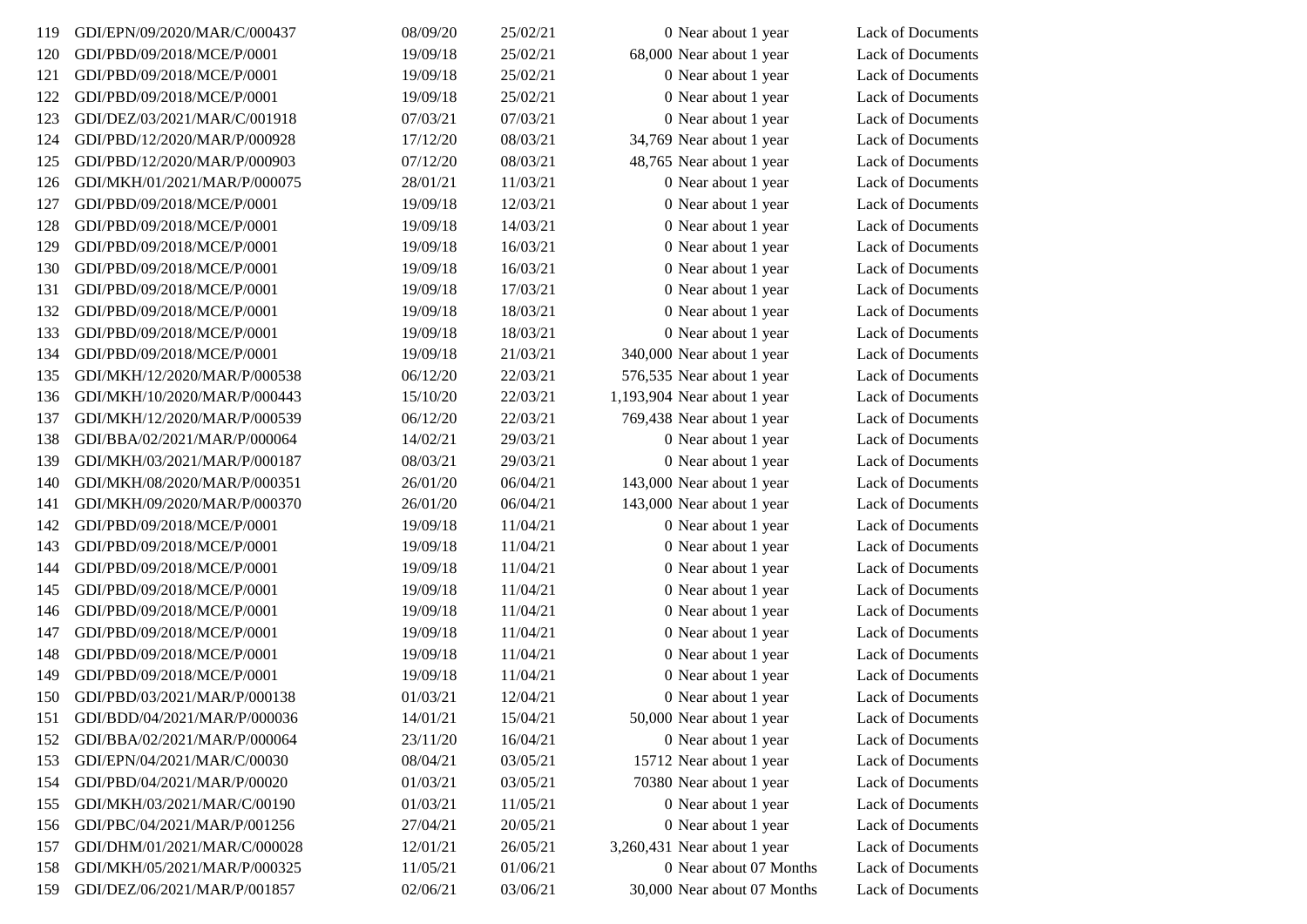| | | | | | | |
|---|---|---|---|---|---|---|
| 119 | GDI/EPN/09/2020/MAR/C/000437 | 08/09/20 | 25/02/21 | 0 | Near about 1 year | Lack of Documents |
| 120 | GDI/PBD/09/2018/MCE/P/0001 | 19/09/18 | 25/02/21 | 68,000 | Near about 1 year | Lack of Documents |
| 121 | GDI/PBD/09/2018/MCE/P/0001 | 19/09/18 | 25/02/21 | 0 | Near about 1 year | Lack of Documents |
| 122 | GDI/PBD/09/2018/MCE/P/0001 | 19/09/18 | 25/02/21 | 0 | Near about 1 year | Lack of Documents |
| 123 | GDI/DEZ/03/2021/MAR/C/001918 | 07/03/21 | 07/03/21 | 0 | Near about 1 year | Lack of Documents |
| 124 | GDI/PBD/12/2020/MAR/P/000928 | 17/12/20 | 08/03/21 | 34,769 | Near about 1 year | Lack of Documents |
| 125 | GDI/PBD/12/2020/MAR/P/000903 | 07/12/20 | 08/03/21 | 48,765 | Near about 1 year | Lack of Documents |
| 126 | GDI/MKH/01/2021/MAR/P/000075 | 28/01/21 | 11/03/21 | 0 | Near about 1 year | Lack of Documents |
| 127 | GDI/PBD/09/2018/MCE/P/0001 | 19/09/18 | 12/03/21 | 0 | Near about 1 year | Lack of Documents |
| 128 | GDI/PBD/09/2018/MCE/P/0001 | 19/09/18 | 14/03/21 | 0 | Near about 1 year | Lack of Documents |
| 129 | GDI/PBD/09/2018/MCE/P/0001 | 19/09/18 | 16/03/21 | 0 | Near about 1 year | Lack of Documents |
| 130 | GDI/PBD/09/2018/MCE/P/0001 | 19/09/18 | 16/03/21 | 0 | Near about 1 year | Lack of Documents |
| 131 | GDI/PBD/09/2018/MCE/P/0001 | 19/09/18 | 17/03/21 | 0 | Near about 1 year | Lack of Documents |
| 132 | GDI/PBD/09/2018/MCE/P/0001 | 19/09/18 | 18/03/21 | 0 | Near about 1 year | Lack of Documents |
| 133 | GDI/PBD/09/2018/MCE/P/0001 | 19/09/18 | 18/03/21 | 0 | Near about 1 year | Lack of Documents |
| 134 | GDI/PBD/09/2018/MCE/P/0001 | 19/09/18 | 21/03/21 | 340,000 | Near about 1 year | Lack of Documents |
| 135 | GDI/MKH/12/2020/MAR/P/000538 | 06/12/20 | 22/03/21 | 576,535 | Near about 1 year | Lack of Documents |
| 136 | GDI/MKH/10/2020/MAR/P/000443 | 15/10/20 | 22/03/21 | 1,193,904 | Near about 1 year | Lack of Documents |
| 137 | GDI/MKH/12/2020/MAR/P/000539 | 06/12/20 | 22/03/21 | 769,438 | Near about 1 year | Lack of Documents |
| 138 | GDI/BBA/02/2021/MAR/P/000064 | 14/02/21 | 29/03/21 | 0 | Near about 1 year | Lack of Documents |
| 139 | GDI/MKH/03/2021/MAR/P/000187 | 08/03/21 | 29/03/21 | 0 | Near about 1 year | Lack of Documents |
| 140 | GDI/MKH/08/2020/MAR/P/000351 | 26/01/20 | 06/04/21 | 143,000 | Near about 1 year | Lack of Documents |
| 141 | GDI/MKH/09/2020/MAR/P/000370 | 26/01/20 | 06/04/21 | 143,000 | Near about 1 year | Lack of Documents |
| 142 | GDI/PBD/09/2018/MCE/P/0001 | 19/09/18 | 11/04/21 | 0 | Near about 1 year | Lack of Documents |
| 143 | GDI/PBD/09/2018/MCE/P/0001 | 19/09/18 | 11/04/21 | 0 | Near about 1 year | Lack of Documents |
| 144 | GDI/PBD/09/2018/MCE/P/0001 | 19/09/18 | 11/04/21 | 0 | Near about 1 year | Lack of Documents |
| 145 | GDI/PBD/09/2018/MCE/P/0001 | 19/09/18 | 11/04/21 | 0 | Near about 1 year | Lack of Documents |
| 146 | GDI/PBD/09/2018/MCE/P/0001 | 19/09/18 | 11/04/21 | 0 | Near about 1 year | Lack of Documents |
| 147 | GDI/PBD/09/2018/MCE/P/0001 | 19/09/18 | 11/04/21 | 0 | Near about 1 year | Lack of Documents |
| 148 | GDI/PBD/09/2018/MCE/P/0001 | 19/09/18 | 11/04/21 | 0 | Near about 1 year | Lack of Documents |
| 149 | GDI/PBD/09/2018/MCE/P/0001 | 19/09/18 | 11/04/21 | 0 | Near about 1 year | Lack of Documents |
| 150 | GDI/PBD/03/2021/MAR/P/000138 | 01/03/21 | 12/04/21 | 0 | Near about 1 year | Lack of Documents |
| 151 | GDI/BDD/04/2021/MAR/P/000036 | 14/01/21 | 15/04/21 | 50,000 | Near about 1 year | Lack of Documents |
| 152 | GDI/BBA/02/2021/MAR/P/000064 | 23/11/20 | 16/04/21 | 0 | Near about 1 year | Lack of Documents |
| 153 | GDI/EPN/04/2021/MAR/C/00030 | 08/04/21 | 03/05/21 | 15712 | Near about 1 year | Lack of Documents |
| 154 | GDI/PBD/04/2021/MAR/P/00020 | 01/03/21 | 03/05/21 | 70380 | Near about 1 year | Lack of Documents |
| 155 | GDI/MKH/03/2021/MAR/C/00190 | 01/03/21 | 11/05/21 | 0 | Near about 1 year | Lack of Documents |
| 156 | GDI/PBC/04/2021/MAR/P/001256 | 27/04/21 | 20/05/21 | 0 | Near about 1 year | Lack of Documents |
| 157 | GDI/DHM/01/2021/MAR/C/000028 | 12/01/21 | 26/05/21 | 3,260,431 | Near about 1 year | Lack of Documents |
| 158 | GDI/MKH/05/2021/MAR/P/000325 | 11/05/21 | 01/06/21 | 0 | Near about 07 Months | Lack of Documents |
| 159 | GDI/DEZ/06/2021/MAR/P/001857 | 02/06/21 | 03/06/21 | 30,000 | Near about 07 Months | Lack of Documents |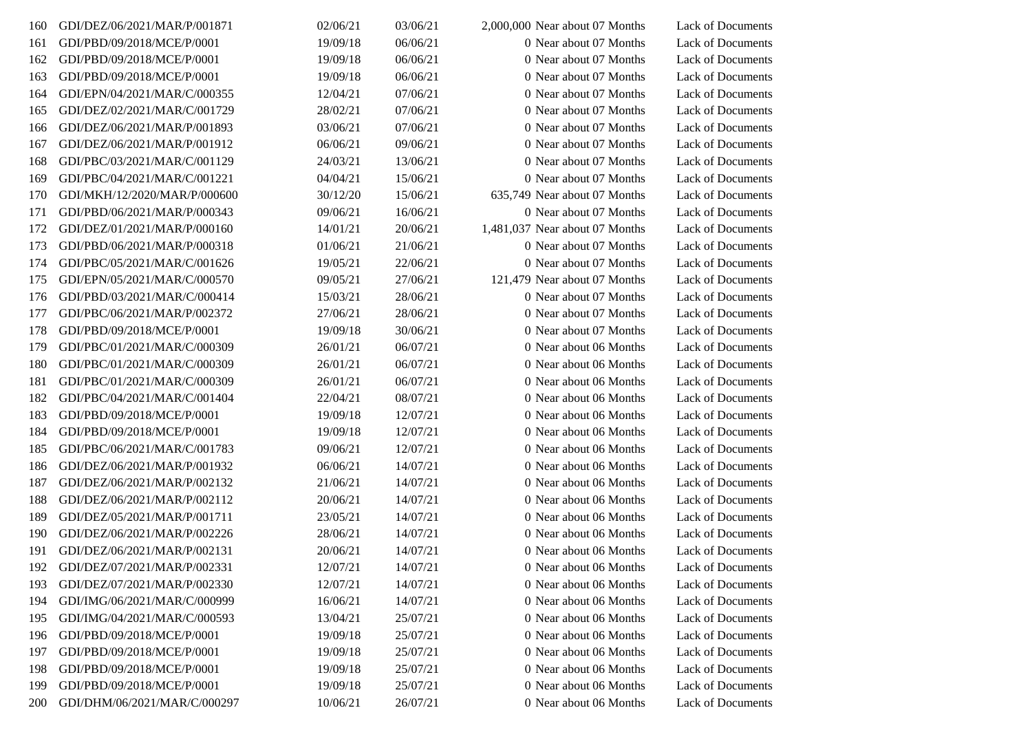| | | | | | | |
|---|---|---|---|---|---|---|
| 160 | GDI/DEZ/06/2021/MAR/P/001871 | 02/06/21 | 03/06/21 | 2,000,000 | Near about 07 Months | Lack of Documents |
| 161 | GDI/PBD/09/2018/MCE/P/0001 | 19/09/18 | 06/06/21 | 0 | Near about 07 Months | Lack of Documents |
| 162 | GDI/PBD/09/2018/MCE/P/0001 | 19/09/18 | 06/06/21 | 0 | Near about 07 Months | Lack of Documents |
| 163 | GDI/PBD/09/2018/MCE/P/0001 | 19/09/18 | 06/06/21 | 0 | Near about 07 Months | Lack of Documents |
| 164 | GDI/EPN/04/2021/MAR/C/000355 | 12/04/21 | 07/06/21 | 0 | Near about 07 Months | Lack of Documents |
| 165 | GDI/DEZ/02/2021/MAR/C/001729 | 28/02/21 | 07/06/21 | 0 | Near about 07 Months | Lack of Documents |
| 166 | GDI/DEZ/06/2021/MAR/P/001893 | 03/06/21 | 07/06/21 | 0 | Near about 07 Months | Lack of Documents |
| 167 | GDI/DEZ/06/2021/MAR/P/001912 | 06/06/21 | 09/06/21 | 0 | Near about 07 Months | Lack of Documents |
| 168 | GDI/PBC/03/2021/MAR/C/001129 | 24/03/21 | 13/06/21 | 0 | Near about 07 Months | Lack of Documents |
| 169 | GDI/PBC/04/2021/MAR/C/001221 | 04/04/21 | 15/06/21 | 0 | Near about 07 Months | Lack of Documents |
| 170 | GDI/MKH/12/2020/MAR/P/000600 | 30/12/20 | 15/06/21 | 635,749 | Near about 07 Months | Lack of Documents |
| 171 | GDI/PBD/06/2021/MAR/P/000343 | 09/06/21 | 16/06/21 | 0 | Near about 07 Months | Lack of Documents |
| 172 | GDI/DEZ/01/2021/MAR/P/000160 | 14/01/21 | 20/06/21 | 1,481,037 | Near about 07 Months | Lack of Documents |
| 173 | GDI/PBD/06/2021/MAR/P/000318 | 01/06/21 | 21/06/21 | 0 | Near about 07 Months | Lack of Documents |
| 174 | GDI/PBC/05/2021/MAR/C/001626 | 19/05/21 | 22/06/21 | 0 | Near about 07 Months | Lack of Documents |
| 175 | GDI/EPN/05/2021/MAR/C/000570 | 09/05/21 | 27/06/21 | 121,479 | Near about 07 Months | Lack of Documents |
| 176 | GDI/PBD/03/2021/MAR/C/000414 | 15/03/21 | 28/06/21 | 0 | Near about 07 Months | Lack of Documents |
| 177 | GDI/PBC/06/2021/MAR/P/002372 | 27/06/21 | 28/06/21 | 0 | Near about 07 Months | Lack of Documents |
| 178 | GDI/PBD/09/2018/MCE/P/0001 | 19/09/18 | 30/06/21 | 0 | Near about 07 Months | Lack of Documents |
| 179 | GDI/PBC/01/2021/MAR/C/000309 | 26/01/21 | 06/07/21 | 0 | Near about 06 Months | Lack of Documents |
| 180 | GDI/PBC/01/2021/MAR/C/000309 | 26/01/21 | 06/07/21 | 0 | Near about 06 Months | Lack of Documents |
| 181 | GDI/PBC/01/2021/MAR/C/000309 | 26/01/21 | 06/07/21 | 0 | Near about 06 Months | Lack of Documents |
| 182 | GDI/PBC/04/2021/MAR/C/001404 | 22/04/21 | 08/07/21 | 0 | Near about 06 Months | Lack of Documents |
| 183 | GDI/PBD/09/2018/MCE/P/0001 | 19/09/18 | 12/07/21 | 0 | Near about 06 Months | Lack of Documents |
| 184 | GDI/PBD/09/2018/MCE/P/0001 | 19/09/18 | 12/07/21 | 0 | Near about 06 Months | Lack of Documents |
| 185 | GDI/PBC/06/2021/MAR/C/001783 | 09/06/21 | 12/07/21 | 0 | Near about 06 Months | Lack of Documents |
| 186 | GDI/DEZ/06/2021/MAR/P/001932 | 06/06/21 | 14/07/21 | 0 | Near about 06 Months | Lack of Documents |
| 187 | GDI/DEZ/06/2021/MAR/P/002132 | 21/06/21 | 14/07/21 | 0 | Near about 06 Months | Lack of Documents |
| 188 | GDI/DEZ/06/2021/MAR/P/002112 | 20/06/21 | 14/07/21 | 0 | Near about 06 Months | Lack of Documents |
| 189 | GDI/DEZ/05/2021/MAR/P/001711 | 23/05/21 | 14/07/21 | 0 | Near about 06 Months | Lack of Documents |
| 190 | GDI/DEZ/06/2021/MAR/P/002226 | 28/06/21 | 14/07/21 | 0 | Near about 06 Months | Lack of Documents |
| 191 | GDI/DEZ/06/2021/MAR/P/002131 | 20/06/21 | 14/07/21 | 0 | Near about 06 Months | Lack of Documents |
| 192 | GDI/DEZ/07/2021/MAR/P/002331 | 12/07/21 | 14/07/21 | 0 | Near about 06 Months | Lack of Documents |
| 193 | GDI/DEZ/07/2021/MAR/P/002330 | 12/07/21 | 14/07/21 | 0 | Near about 06 Months | Lack of Documents |
| 194 | GDI/IMG/06/2021/MAR/C/000999 | 16/06/21 | 14/07/21 | 0 | Near about 06 Months | Lack of Documents |
| 195 | GDI/IMG/04/2021/MAR/C/000593 | 13/04/21 | 25/07/21 | 0 | Near about 06 Months | Lack of Documents |
| 196 | GDI/PBD/09/2018/MCE/P/0001 | 19/09/18 | 25/07/21 | 0 | Near about 06 Months | Lack of Documents |
| 197 | GDI/PBD/09/2018/MCE/P/0001 | 19/09/18 | 25/07/21 | 0 | Near about 06 Months | Lack of Documents |
| 198 | GDI/PBD/09/2018/MCE/P/0001 | 19/09/18 | 25/07/21 | 0 | Near about 06 Months | Lack of Documents |
| 199 | GDI/PBD/09/2018/MCE/P/0001 | 19/09/18 | 25/07/21 | 0 | Near about 06 Months | Lack of Documents |
| 200 | GDI/DHM/06/2021/MAR/C/000297 | 10/06/21 | 26/07/21 | 0 | Near about 06 Months | Lack of Documents |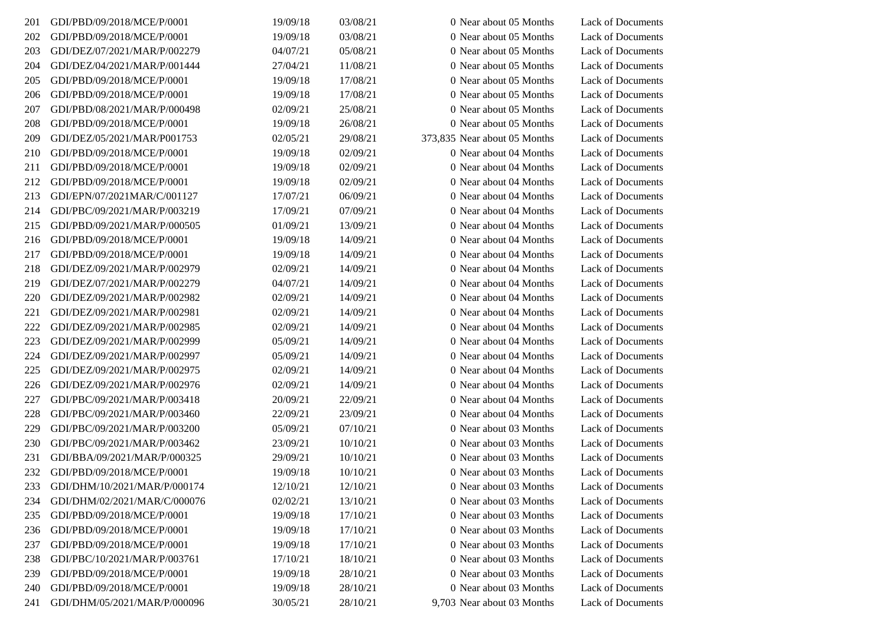| | | | | | | |
|---|---|---|---|---|---|---|
| 201 | GDI/PBD/09/2018/MCE/P/0001 | 19/09/18 | 03/08/21 | 0 | Near about 05 Months | Lack of Documents |
| 202 | GDI/PBD/09/2018/MCE/P/0001 | 19/09/18 | 03/08/21 | 0 | Near about 05 Months | Lack of Documents |
| 203 | GDI/DEZ/07/2021/MAR/P/002279 | 04/07/21 | 05/08/21 | 0 | Near about 05 Months | Lack of Documents |
| 204 | GDI/DEZ/04/2021/MAR/P/001444 | 27/04/21 | 11/08/21 | 0 | Near about 05 Months | Lack of Documents |
| 205 | GDI/PBD/09/2018/MCE/P/0001 | 19/09/18 | 17/08/21 | 0 | Near about 05 Months | Lack of Documents |
| 206 | GDI/PBD/09/2018/MCE/P/0001 | 19/09/18 | 17/08/21 | 0 | Near about 05 Months | Lack of Documents |
| 207 | GDI/PBD/08/2021/MAR/P/000498 | 02/09/21 | 25/08/21 | 0 | Near about 05 Months | Lack of Documents |
| 208 | GDI/PBD/09/2018/MCE/P/0001 | 19/09/18 | 26/08/21 | 0 | Near about 05 Months | Lack of Documents |
| 209 | GDI/DEZ/05/2021/MAR/P001753 | 02/05/21 | 29/08/21 | 373,835 | Near about 05 Months | Lack of Documents |
| 210 | GDI/PBD/09/2018/MCE/P/0001 | 19/09/18 | 02/09/21 | 0 | Near about 04 Months | Lack of Documents |
| 211 | GDI/PBD/09/2018/MCE/P/0001 | 19/09/18 | 02/09/21 | 0 | Near about 04 Months | Lack of Documents |
| 212 | GDI/PBD/09/2018/MCE/P/0001 | 19/09/18 | 02/09/21 | 0 | Near about 04 Months | Lack of Documents |
| 213 | GDI/EPN/07/2021MAR/C/001127 | 17/07/21 | 06/09/21 | 0 | Near about 04 Months | Lack of Documents |
| 214 | GDI/PBC/09/2021/MAR/P/003219 | 17/09/21 | 07/09/21 | 0 | Near about 04 Months | Lack of Documents |
| 215 | GDI/PBD/09/2021/MAR/P/000505 | 01/09/21 | 13/09/21 | 0 | Near about 04 Months | Lack of Documents |
| 216 | GDI/PBD/09/2018/MCE/P/0001 | 19/09/18 | 14/09/21 | 0 | Near about 04 Months | Lack of Documents |
| 217 | GDI/PBD/09/2018/MCE/P/0001 | 19/09/18 | 14/09/21 | 0 | Near about 04 Months | Lack of Documents |
| 218 | GDI/DEZ/09/2021/MAR/P/002979 | 02/09/21 | 14/09/21 | 0 | Near about 04 Months | Lack of Documents |
| 219 | GDI/DEZ/07/2021/MAR/P/002279 | 04/07/21 | 14/09/21 | 0 | Near about 04 Months | Lack of Documents |
| 220 | GDI/DEZ/09/2021/MAR/P/002982 | 02/09/21 | 14/09/21 | 0 | Near about 04 Months | Lack of Documents |
| 221 | GDI/DEZ/09/2021/MAR/P/002981 | 02/09/21 | 14/09/21 | 0 | Near about 04 Months | Lack of Documents |
| 222 | GDI/DEZ/09/2021/MAR/P/002985 | 02/09/21 | 14/09/21 | 0 | Near about 04 Months | Lack of Documents |
| 223 | GDI/DEZ/09/2021/MAR/P/002999 | 05/09/21 | 14/09/21 | 0 | Near about 04 Months | Lack of Documents |
| 224 | GDI/DEZ/09/2021/MAR/P/002997 | 05/09/21 | 14/09/21 | 0 | Near about 04 Months | Lack of Documents |
| 225 | GDI/DEZ/09/2021/MAR/P/002975 | 02/09/21 | 14/09/21 | 0 | Near about 04 Months | Lack of Documents |
| 226 | GDI/DEZ/09/2021/MAR/P/002976 | 02/09/21 | 14/09/21 | 0 | Near about 04 Months | Lack of Documents |
| 227 | GDI/PBC/09/2021/MAR/P/003418 | 20/09/21 | 22/09/21 | 0 | Near about 04 Months | Lack of Documents |
| 228 | GDI/PBC/09/2021/MAR/P/003460 | 22/09/21 | 23/09/21 | 0 | Near about 04 Months | Lack of Documents |
| 229 | GDI/PBC/09/2021/MAR/P/003200 | 05/09/21 | 07/10/21 | 0 | Near about 03 Months | Lack of Documents |
| 230 | GDI/PBC/09/2021/MAR/P/003462 | 23/09/21 | 10/10/21 | 0 | Near about 03 Months | Lack of Documents |
| 231 | GDI/BBA/09/2021/MAR/P/000325 | 29/09/21 | 10/10/21 | 0 | Near about 03 Months | Lack of Documents |
| 232 | GDI/PBD/09/2018/MCE/P/0001 | 19/09/18 | 10/10/21 | 0 | Near about 03 Months | Lack of Documents |
| 233 | GDI/DHM/10/2021/MAR/P/000174 | 12/10/21 | 12/10/21 | 0 | Near about 03 Months | Lack of Documents |
| 234 | GDI/DHM/02/2021/MAR/C/000076 | 02/02/21 | 13/10/21 | 0 | Near about 03 Months | Lack of Documents |
| 235 | GDI/PBD/09/2018/MCE/P/0001 | 19/09/18 | 17/10/21 | 0 | Near about 03 Months | Lack of Documents |
| 236 | GDI/PBD/09/2018/MCE/P/0001 | 19/09/18 | 17/10/21 | 0 | Near about 03 Months | Lack of Documents |
| 237 | GDI/PBD/09/2018/MCE/P/0001 | 19/09/18 | 17/10/21 | 0 | Near about 03 Months | Lack of Documents |
| 238 | GDI/PBC/10/2021/MAR/P/003761 | 17/10/21 | 18/10/21 | 0 | Near about 03 Months | Lack of Documents |
| 239 | GDI/PBD/09/2018/MCE/P/0001 | 19/09/18 | 28/10/21 | 0 | Near about 03 Months | Lack of Documents |
| 240 | GDI/PBD/09/2018/MCE/P/0001 | 19/09/18 | 28/10/21 | 0 | Near about 03 Months | Lack of Documents |
| 241 | GDI/DHM/05/2021/MAR/P/000096 | 30/05/21 | 28/10/21 | 9,703 | Near about 03 Months | Lack of Documents |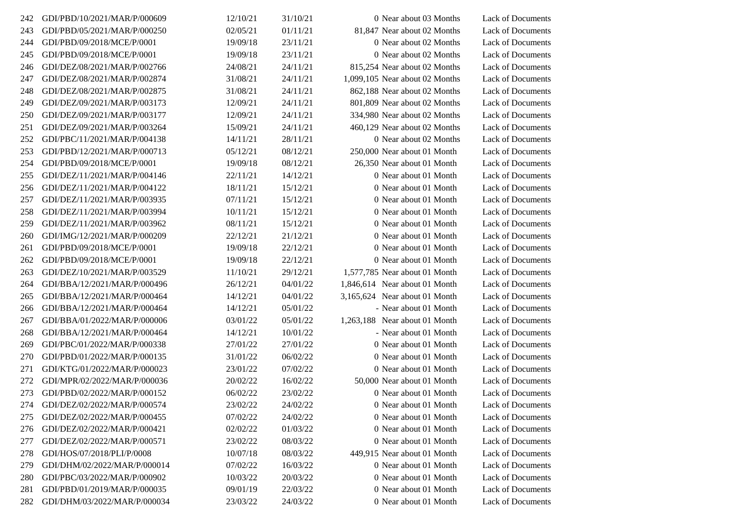| | | | | | | |
|---|---|---|---|---|---|---|
| 242 | GDI/PBD/10/2021/MAR/P/000609 | 12/10/21 | 31/10/21 | 0 | Near about 03 Months | Lack of Documents |
| 243 | GDI/PBD/05/2021/MAR/P/000250 | 02/05/21 | 01/11/21 | 81,847 | Near about 02 Months | Lack of Documents |
| 244 | GDI/PBD/09/2018/MCE/P/0001 | 19/09/18 | 23/11/21 | 0 | Near about 02 Months | Lack of Documents |
| 245 | GDI/PBD/09/2018/MCE/P/0001 | 19/09/18 | 23/11/21 | 0 | Near about 02 Months | Lack of Documents |
| 246 | GDI/DEZ/08/2021/MAR/P/002766 | 24/08/21 | 24/11/21 | 815,254 | Near about 02 Months | Lack of Documents |
| 247 | GDI/DEZ/08/2021/MAR/P/002874 | 31/08/21 | 24/11/21 | 1,099,105 | Near about 02 Months | Lack of Documents |
| 248 | GDI/DEZ/08/2021/MAR/P/002875 | 31/08/21 | 24/11/21 | 862,188 | Near about 02 Months | Lack of Documents |
| 249 | GDI/DEZ/09/2021/MAR/P/003173 | 12/09/21 | 24/11/21 | 801,809 | Near about 02 Months | Lack of Documents |
| 250 | GDI/DEZ/09/2021/MAR/P/003177 | 12/09/21 | 24/11/21 | 334,980 | Near about 02 Months | Lack of Documents |
| 251 | GDI/DEZ/09/2021/MAR/P/003264 | 15/09/21 | 24/11/21 | 460,129 | Near about 02 Months | Lack of Documents |
| 252 | GDI/PBC/11/2021/MAR/P/004138 | 14/11/21 | 28/11/21 | 0 | Near about 02 Months | Lack of Documents |
| 253 | GDI/PBD/12/2021/MAR/P/000713 | 05/12/21 | 08/12/21 | 250,000 | Near about 01 Month | Lack of Documents |
| 254 | GDI/PBD/09/2018/MCE/P/0001 | 19/09/18 | 08/12/21 | 26,350 | Near about 01 Month | Lack of Documents |
| 255 | GDI/DEZ/11/2021/MAR/P/004146 | 22/11/21 | 14/12/21 | 0 | Near about 01 Month | Lack of Documents |
| 256 | GDI/DEZ/11/2021/MAR/P/004122 | 18/11/21 | 15/12/21 | 0 | Near about 01 Month | Lack of Documents |
| 257 | GDI/DEZ/11/2021/MAR/P/003935 | 07/11/21 | 15/12/21 | 0 | Near about 01 Month | Lack of Documents |
| 258 | GDI/DEZ/11/2021/MAR/P/003994 | 10/11/21 | 15/12/21 | 0 | Near about 01 Month | Lack of Documents |
| 259 | GDI/DEZ/11/2021/MAR/P/003962 | 08/11/21 | 15/12/21 | 0 | Near about 01 Month | Lack of Documents |
| 260 | GDI/IMG/12/2021/MAR/P/000209 | 22/12/21 | 21/12/21 | 0 | Near about 01 Month | Lack of Documents |
| 261 | GDI/PBD/09/2018/MCE/P/0001 | 19/09/18 | 22/12/21 | 0 | Near about 01 Month | Lack of Documents |
| 262 | GDI/PBD/09/2018/MCE/P/0001 | 19/09/18 | 22/12/21 | 0 | Near about 01 Month | Lack of Documents |
| 263 | GDI/DEZ/10/2021/MAR/P/003529 | 11/10/21 | 29/12/21 | 1,577,785 | Near about 01 Month | Lack of Documents |
| 264 | GDI/BBA/12/2021/MAR/P/000496 | 26/12/21 | 04/01/22 | 1,846,614 | Near about 01 Month | Lack of Documents |
| 265 | GDI/BBA/12/2021/MAR/P/000464 | 14/12/21 | 04/01/22 | 3,165,624 | Near about 01 Month | Lack of Documents |
| 266 | GDI/BBA/12/2021/MAR/P/000464 | 14/12/21 | 05/01/22 | - | Near about 01 Month | Lack of Documents |
| 267 | GDI/BBA/01/2022/MAR/P/000006 | 03/01/22 | 05/01/22 | 1,263,188 | Near about 01 Month | Lack of Documents |
| 268 | GDI/BBA/12/2021/MAR/P/000464 | 14/12/21 | 10/01/22 | - | Near about 01 Month | Lack of Documents |
| 269 | GDI/PBC/01/2022/MAR/P/000338 | 27/01/22 | 27/01/22 | 0 | Near about 01 Month | Lack of Documents |
| 270 | GDI/PBD/01/2022/MAR/P/000135 | 31/01/22 | 06/02/22 | 0 | Near about 01 Month | Lack of Documents |
| 271 | GDI/KTG/01/2022/MAR/P/000023 | 23/01/22 | 07/02/22 | 0 | Near about 01 Month | Lack of Documents |
| 272 | GDI/MPR/02/2022/MAR/P/000036 | 20/02/22 | 16/02/22 | 50,000 | Near about 01 Month | Lack of Documents |
| 273 | GDI/PBD/02/2022/MAR/P/000152 | 06/02/22 | 23/02/22 | 0 | Near about 01 Month | Lack of Documents |
| 274 | GDI/DEZ/02/2022/MAR/P/000574 | 23/02/22 | 24/02/22 | 0 | Near about 01 Month | Lack of Documents |
| 275 | GDI/DEZ/02/2022/MAR/P/000455 | 07/02/22 | 24/02/22 | 0 | Near about 01 Month | Lack of Documents |
| 276 | GDI/DEZ/02/2022/MAR/P/000421 | 02/02/22 | 01/03/22 | 0 | Near about 01 Month | Lack of Documents |
| 277 | GDI/DEZ/02/2022/MAR/P/000571 | 23/02/22 | 08/03/22 | 0 | Near about 01 Month | Lack of Documents |
| 278 | GDI/HOS/07/2018/PLI/P/0008 | 10/07/18 | 08/03/22 | 449,915 | Near about 01 Month | Lack of Documents |
| 279 | GDI/DHM/02/2022/MAR/P/000014 | 07/02/22 | 16/03/22 | 0 | Near about 01 Month | Lack of Documents |
| 280 | GDI/PBC/03/2022/MAR/P/000902 | 10/03/22 | 20/03/22 | 0 | Near about 01 Month | Lack of Documents |
| 281 | GDI/PBD/01/2019/MAR/P/000035 | 09/01/19 | 22/03/22 | 0 | Near about 01 Month | Lack of Documents |
| 282 | GDI/DHM/03/2022/MAR/P/000034 | 23/03/22 | 24/03/22 | 0 | Near about 01 Month | Lack of Documents |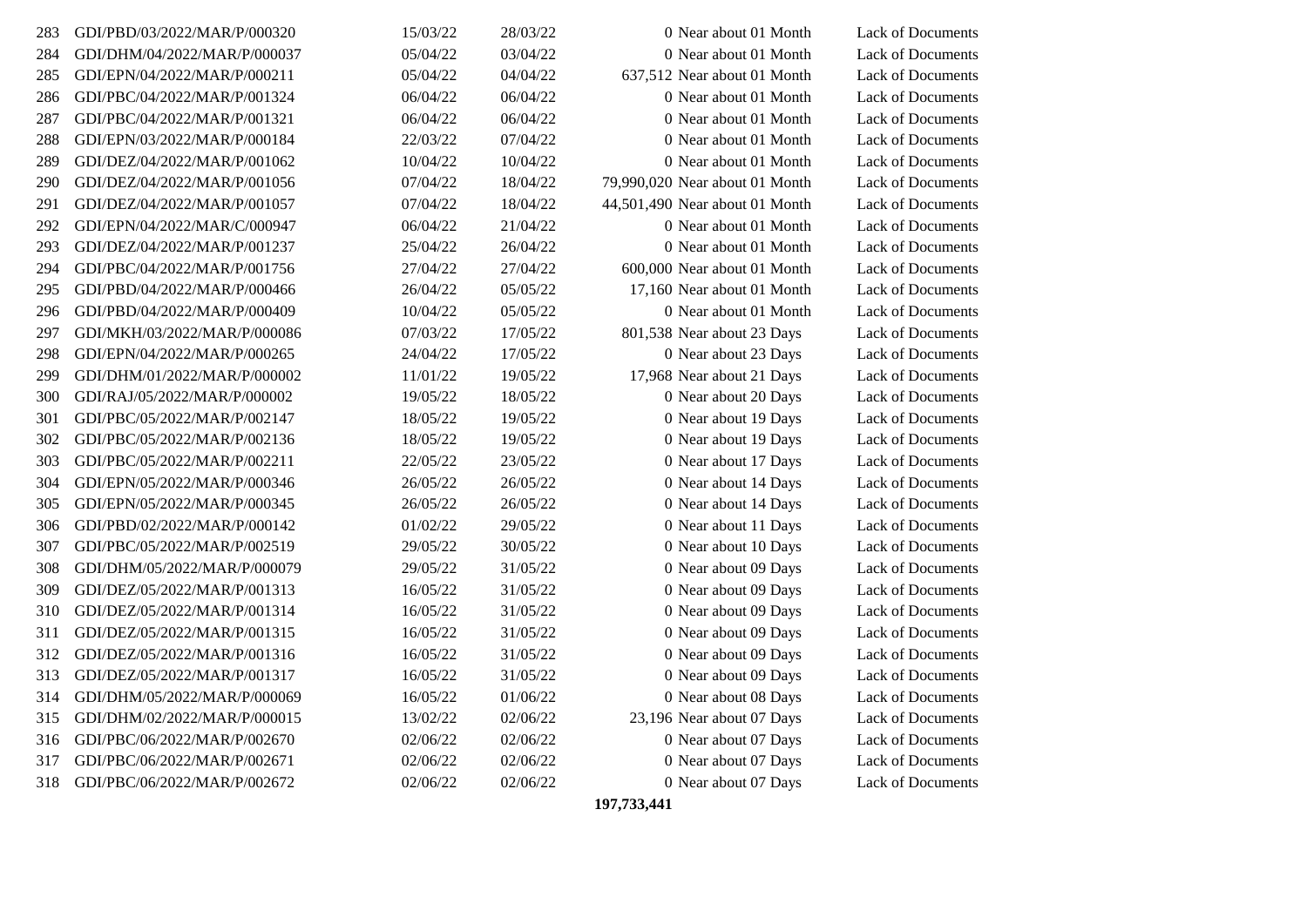| | | | | | | |
|---|---|---|---|---|---|---|
| 283 | GDI/PBD/03/2022/MAR/P/000320 | 15/03/22 | 28/03/22 | 0 | Near about 01 Month | Lack of Documents |
| 284 | GDI/DHM/04/2022/MAR/P/000037 | 05/04/22 | 03/04/22 | 0 | Near about 01 Month | Lack of Documents |
| 285 | GDI/EPN/04/2022/MAR/P/000211 | 05/04/22 | 04/04/22 | 637,512 | Near about 01 Month | Lack of Documents |
| 286 | GDI/PBC/04/2022/MAR/P/001324 | 06/04/22 | 06/04/22 | 0 | Near about 01 Month | Lack of Documents |
| 287 | GDI/PBC/04/2022/MAR/P/001321 | 06/04/22 | 06/04/22 | 0 | Near about 01 Month | Lack of Documents |
| 288 | GDI/EPN/03/2022/MAR/P/000184 | 22/03/22 | 07/04/22 | 0 | Near about 01 Month | Lack of Documents |
| 289 | GDI/DEZ/04/2022/MAR/P/001062 | 10/04/22 | 10/04/22 | 0 | Near about 01 Month | Lack of Documents |
| 290 | GDI/DEZ/04/2022/MAR/P/001056 | 07/04/22 | 18/04/22 | 79,990,020 | Near about 01 Month | Lack of Documents |
| 291 | GDI/DEZ/04/2022/MAR/P/001057 | 07/04/22 | 18/04/22 | 44,501,490 | Near about 01 Month | Lack of Documents |
| 292 | GDI/EPN/04/2022/MAR/C/000947 | 06/04/22 | 21/04/22 | 0 | Near about 01 Month | Lack of Documents |
| 293 | GDI/DEZ/04/2022/MAR/P/001237 | 25/04/22 | 26/04/22 | 0 | Near about 01 Month | Lack of Documents |
| 294 | GDI/PBC/04/2022/MAR/P/001756 | 27/04/22 | 27/04/22 | 600,000 | Near about 01 Month | Lack of Documents |
| 295 | GDI/PBD/04/2022/MAR/P/000466 | 26/04/22 | 05/05/22 | 17,160 | Near about 01 Month | Lack of Documents |
| 296 | GDI/PBD/04/2022/MAR/P/000409 | 10/04/22 | 05/05/22 | 0 | Near about 01 Month | Lack of Documents |
| 297 | GDI/MKH/03/2022/MAR/P/000086 | 07/03/22 | 17/05/22 | 801,538 | Near about 23 Days | Lack of Documents |
| 298 | GDI/EPN/04/2022/MAR/P/000265 | 24/04/22 | 17/05/22 | 0 | Near about 23 Days | Lack of Documents |
| 299 | GDI/DHM/01/2022/MAR/P/000002 | 11/01/22 | 19/05/22 | 17,968 | Near about 21 Days | Lack of Documents |
| 300 | GDI/RAJ/05/2022/MAR/P/000002 | 19/05/22 | 18/05/22 | 0 | Near about 20 Days | Lack of Documents |
| 301 | GDI/PBC/05/2022/MAR/P/002147 | 18/05/22 | 19/05/22 | 0 | Near about 19 Days | Lack of Documents |
| 302 | GDI/PBC/05/2022/MAR/P/002136 | 18/05/22 | 19/05/22 | 0 | Near about 19 Days | Lack of Documents |
| 303 | GDI/PBC/05/2022/MAR/P/002211 | 22/05/22 | 23/05/22 | 0 | Near about 17 Days | Lack of Documents |
| 304 | GDI/EPN/05/2022/MAR/P/000346 | 26/05/22 | 26/05/22 | 0 | Near about 14 Days | Lack of Documents |
| 305 | GDI/EPN/05/2022/MAR/P/000345 | 26/05/22 | 26/05/22 | 0 | Near about 14 Days | Lack of Documents |
| 306 | GDI/PBD/02/2022/MAR/P/000142 | 01/02/22 | 29/05/22 | 0 | Near about 11 Days | Lack of Documents |
| 307 | GDI/PBC/05/2022/MAR/P/002519 | 29/05/22 | 30/05/22 | 0 | Near about 10 Days | Lack of Documents |
| 308 | GDI/DHM/05/2022/MAR/P/000079 | 29/05/22 | 31/05/22 | 0 | Near about 09 Days | Lack of Documents |
| 309 | GDI/DEZ/05/2022/MAR/P/001313 | 16/05/22 | 31/05/22 | 0 | Near about 09 Days | Lack of Documents |
| 310 | GDI/DEZ/05/2022/MAR/P/001314 | 16/05/22 | 31/05/22 | 0 | Near about 09 Days | Lack of Documents |
| 311 | GDI/DEZ/05/2022/MAR/P/001315 | 16/05/22 | 31/05/22 | 0 | Near about 09 Days | Lack of Documents |
| 312 | GDI/DEZ/05/2022/MAR/P/001316 | 16/05/22 | 31/05/22 | 0 | Near about 09 Days | Lack of Documents |
| 313 | GDI/DEZ/05/2022/MAR/P/001317 | 16/05/22 | 31/05/22 | 0 | Near about 09 Days | Lack of Documents |
| 314 | GDI/DHM/05/2022/MAR/P/000069 | 16/05/22 | 01/06/22 | 0 | Near about 08 Days | Lack of Documents |
| 315 | GDI/DHM/02/2022/MAR/P/000015 | 13/02/22 | 02/06/22 | 23,196 | Near about 07 Days | Lack of Documents |
| 316 | GDI/PBC/06/2022/MAR/P/002670 | 02/06/22 | 02/06/22 | 0 | Near about 07 Days | Lack of Documents |
| 317 | GDI/PBC/06/2022/MAR/P/002671 | 02/06/22 | 02/06/22 | 0 | Near about 07 Days | Lack of Documents |
| 318 | GDI/PBC/06/2022/MAR/P/002672 | 02/06/22 | 02/06/22 | 0 | Near about 07 Days | Lack of Documents |
| | | | | **197,733,441** | | |